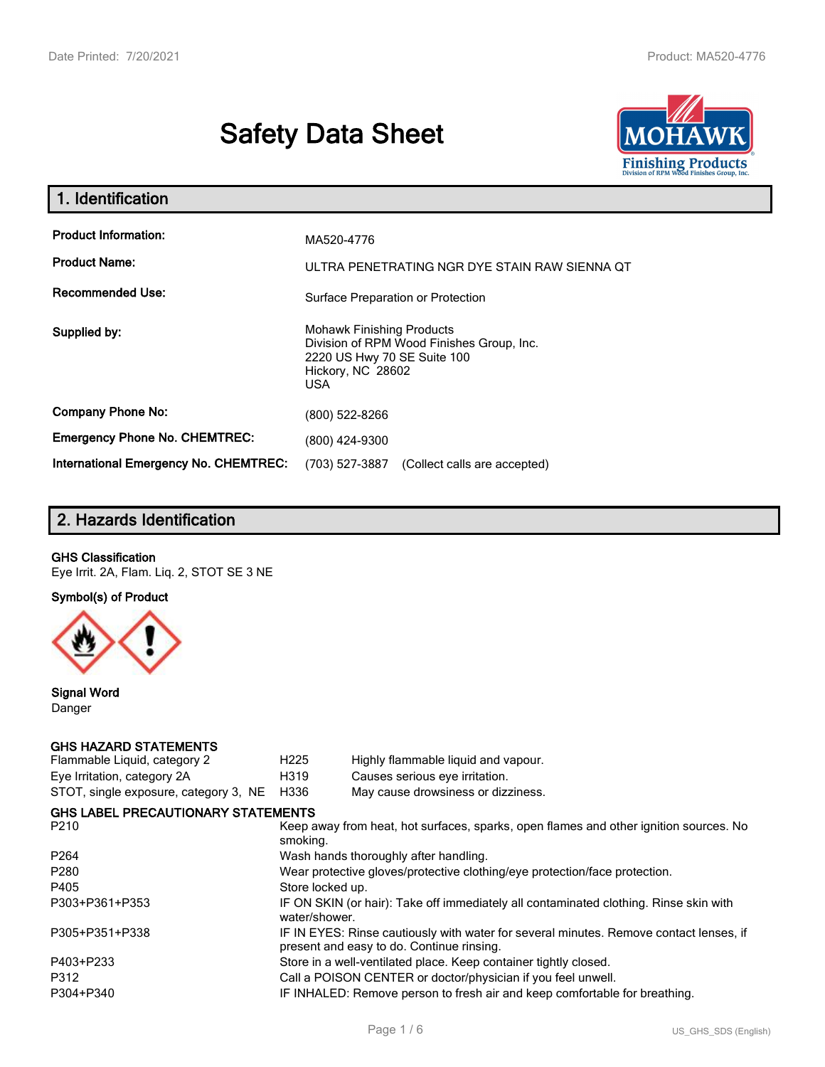# Safety Data Sheet

## 1. Identification

| | |
|---|---|
| **Product Information:** | MA520-4776 |
| **Product Name:** | ULTRA PENETRATING NGR DYE STAIN RAW SIENNA QT |
| **Recommended Use:** | Surface Preparation or Protection |
| **Supplied by:** | Mohawk Finishing Products<br>Division of RPM Wood Finishes Group, Inc.<br>2220 US Hwy 70 SE Suite 100<br>Hickory, NC 28602<br>USA |
| **Company Phone No:** | (800) 522-8266 |
| **Emergency Phone No. CHEMTREC:** | (800) 424-9300 |
| **International Emergency No. CHEMTREC:** | (703) 527-3887 (Collect calls are accepted) |

## 2. Hazards Identification

**GHS Classification**

Eye Irrit. 2A, Flam. Liq. 2, STOT SE 3 NE

**Symbol(s) of Product**

**Signal Word**

Danger

**GHS HAZARD STATEMENTS**

| | | |
|---|---|---|
| Flammable Liquid, category 2 | H225 | Highly flammable liquid and vapour. |
| Eye Irritation, category 2A | H319 | Causes serious eye irritation. |
| STOT, single exposure, category 3, NE | H336 | May cause drowsiness or dizziness. |

**GHS LABEL PRECAUTIONARY STATEMENTS**

| | |
|---|---|
| P210 | Keep away from heat, hot surfaces, sparks, open flames and other ignition sources. No smoking. |
| P264 | Wash hands thoroughly after handling. |
| P280 | Wear protective gloves/protective clothing/eye protection/face protection. |
| P405 | Store locked up. |
| P303+P361+P353 | IF ON SKIN (or hair): Take off immediately all contaminated clothing. Rinse skin with water/shower. |
| P305+P351+P338 | IF IN EYES: Rinse cautiously with water for several minutes. Remove contact lenses, if present and easy to do. Continue rinsing. |
| P403+P233 | Store in a well-ventilated place. Keep container tightly closed. |
| P312 | Call a POISON CENTER or doctor/physician if you feel unwell. |
| P304+P340 | IF INHALED: Remove person to fresh air and keep comfortable for breathing. |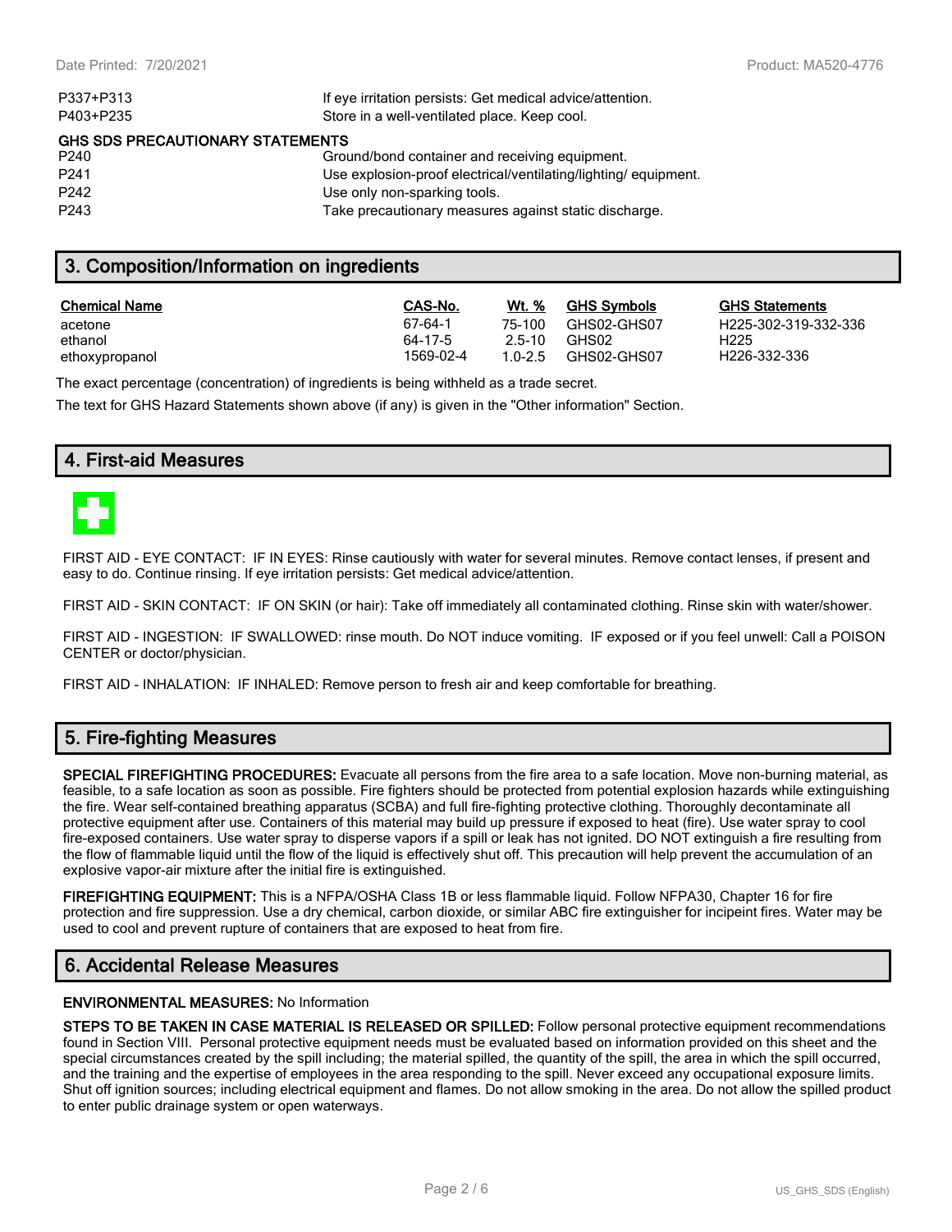| | |
|---|---|
| P337+P313 | If eye irritation persists: Get medical advice/attention. |
| P403+P235 | Store in a well-ventilated place. Keep cool. |

**GHS SDS PRECAUTIONARY STATEMENTS**

| | |
|---|---|
| P240 | Ground/bond container and receiving equipment. |
| P241 | Use explosion-proof electrical/ventilating/lighting/ equipment. |
| P242 | Use only non-sparking tools. |
| P243 | Take precautionary measures against static discharge. |

## 3. Composition/Information on ingredients

| Chemical Name | CAS-No. | Wt. % | GHS Symbols | GHS Statements |
|---|---|---|---|---|
| acetone | 67-64-1 | 75-100 | GHS02-GHS07 | H225-302-319-332-336 |
| ethanol | 64-17-5 | 2.5-10 | GHS02 | H225 |
| ethoxypropanol | 1569-02-4 | 1.0-2.5 | GHS02-GHS07 | H226-332-336 |

The exact percentage (concentration) of ingredients is being withheld as a trade secret.

The text for GHS Hazard Statements shown above (if any) is given in the "Other information" Section.

## 4. First-aid Measures

FIRST AID - EYE CONTACT: IF IN EYES: Rinse cautiously with water for several minutes. Remove contact lenses, if present and easy to do. Continue rinsing. If eye irritation persists: Get medical advice/attention.

FIRST AID - SKIN CONTACT: IF ON SKIN (or hair): Take off immediately all contaminated clothing. Rinse skin with water/shower.

FIRST AID - INGESTION: IF SWALLOWED: rinse mouth. Do NOT induce vomiting. IF exposed or if you feel unwell: Call a POISON CENTER or doctor/physician.

FIRST AID - INHALATION: IF INHALED: Remove person to fresh air and keep comfortable for breathing.

## 5. Fire-fighting Measures

**SPECIAL FIREFIGHTING PROCEDURES:** Evacuate all persons from the fire area to a safe location. Move non-burning material, as feasible, to a safe location as soon as possible. Fire fighters should be protected from potential explosion hazards while extinguishing the fire. Wear self-contained breathing apparatus (SCBA) and full fire-fighting protective clothing. Thoroughly decontaminate all protective equipment after use. Containers of this material may build up pressure if exposed to heat (fire). Use water spray to cool fire-exposed containers. Use water spray to disperse vapors if a spill or leak has not ignited. DO NOT extinguish a fire resulting from the flow of flammable liquid until the flow of the liquid is effectively shut off. This precaution will help prevent the accumulation of an explosive vapor-air mixture after the initial fire is extinguished.

**FIREFIGHTING EQUIPMENT:** This is a NFPA/OSHA Class 1B or less flammable liquid. Follow NFPA30, Chapter 16 for fire protection and fire suppression. Use a dry chemical, carbon dioxide, or similar ABC fire extinguisher for incipeint fires. Water may be used to cool and prevent rupture of containers that are exposed to heat from fire.

## 6. Accidental Release Measures

**ENVIRONMENTAL MEASURES:** No Information

**STEPS TO BE TAKEN IN CASE MATERIAL IS RELEASED OR SPILLED:** Follow personal protective equipment recommendations found in Section VIII. Personal protective equipment needs must be evaluated based on information provided on this sheet and the special circumstances created by the spill including; the material spilled, the quantity of the spill, the area in which the spill occurred, and the training and the expertise of employees in the area responding to the spill. Never exceed any occupational exposure limits. Shut off ignition sources; including electrical equipment and flames. Do not allow smoking in the area. Do not allow the spilled product to enter public drainage system or open waterways.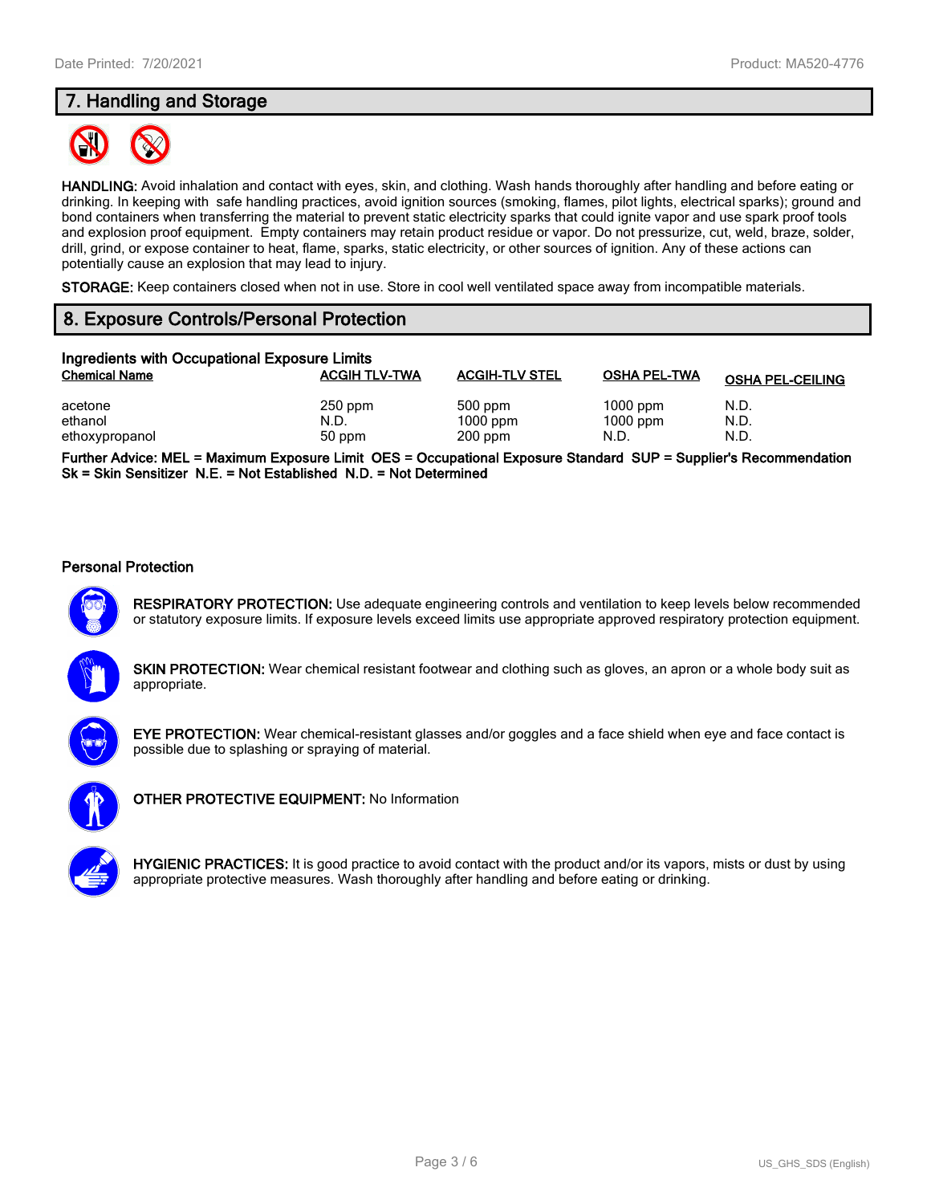## 7. Handling and Storage

**HANDLING:** Avoid inhalation and contact with eyes, skin, and clothing. Wash hands thoroughly after handling and before eating or drinking. In keeping with safe handling practices, avoid ignition sources (smoking, flames, pilot lights, electrical sparks); ground and bond containers when transferring the material to prevent static electricity sparks that could ignite vapor and use spark proof tools and explosion proof equipment. Empty containers may retain product residue or vapor. Do not pressurize, cut, weld, braze, solder, drill, grind, or expose container to heat, flame, sparks, static electricity, or other sources of ignition. Any of these actions can potentially cause an explosion that may lead to injury.

**STORAGE:** Keep containers closed when not in use. Store in cool well ventilated space away from incompatible materials.

## 8. Exposure Controls/Personal Protection

### Ingredients with Occupational Exposure Limits

| Chemical Name | ACGIH TLV-TWA | ACGIH-TLV STEL | OSHA PEL-TWA | OSHA PEL-CEILING |
|---|---|---|---|---|
| acetone | 250 ppm | 500 ppm | 1000 ppm | N.D. |
| ethanol | N.D. | 1000 ppm | 1000 ppm | N.D. |
| ethoxypropanol | 50 ppm | 200 ppm | N.D. | N.D. |

**Further Advice: MEL = Maximum Exposure Limit OES = Occupational Exposure Standard SUP = Supplier's Recommendation Sk = Skin Sensitizer N.E. = Not Established N.D. = Not Determined**

### Personal Protection

**RESPIRATORY PROTECTION:** Use adequate engineering controls and ventilation to keep levels below recommended or statutory exposure limits. If exposure levels exceed limits use appropriate approved respiratory protection equipment.

**SKIN PROTECTION:** Wear chemical resistant footwear and clothing such as gloves, an apron or a whole body suit as appropriate.

**EYE PROTECTION:** Wear chemical-resistant glasses and/or goggles and a face shield when eye and face contact is possible due to splashing or spraying of material.

**OTHER PROTECTIVE EQUIPMENT:** No Information

**HYGIENIC PRACTICES:** It is good practice to avoid contact with the product and/or its vapors, mists or dust by using appropriate protective measures. Wash thoroughly after handling and before eating or drinking.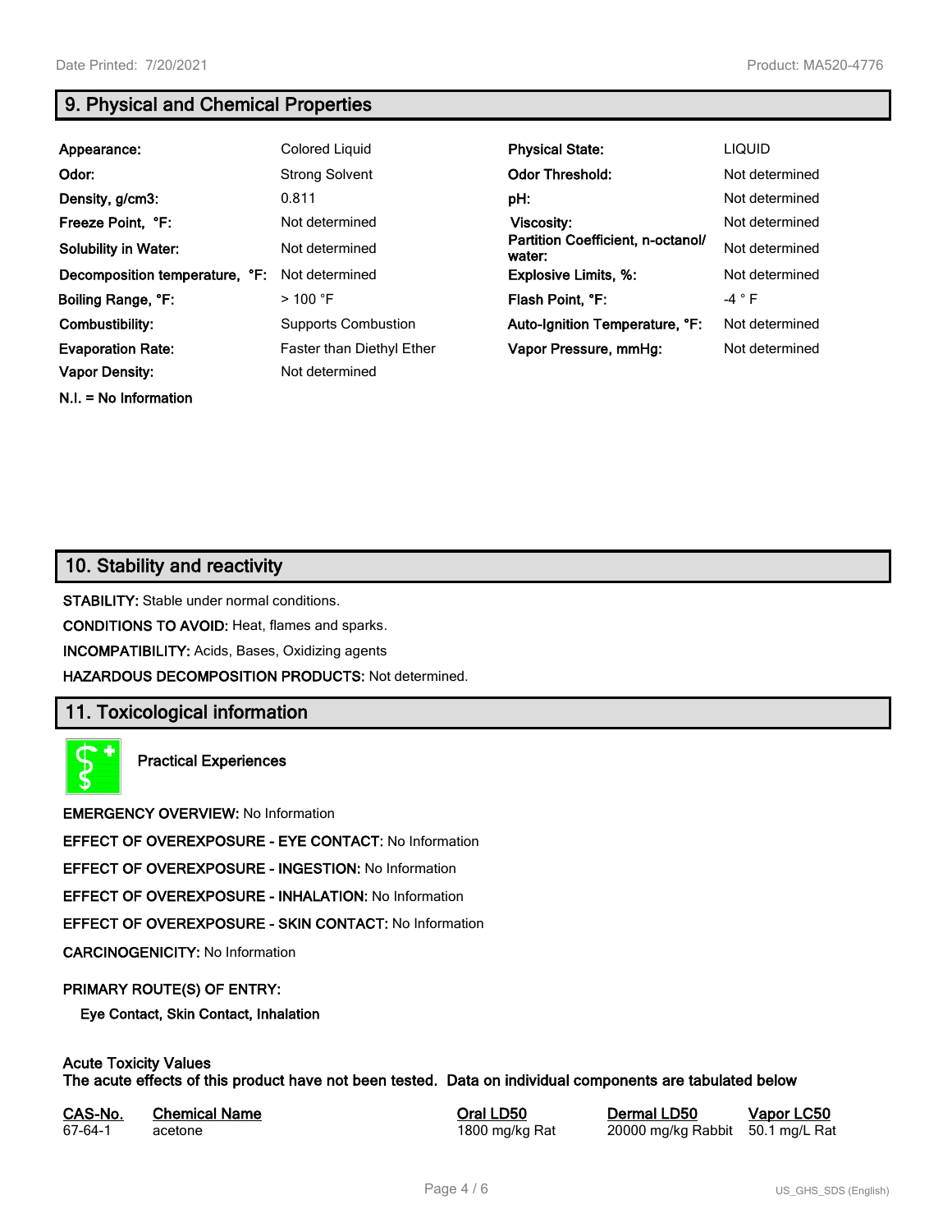## 9. Physical and Chemical Properties

| | | | |
|---|---|---|---|
| **Appearance:** | Colored Liquid | **Physical State:** | LIQUID |
| **Odor:** | Strong Solvent | **Odor Threshold:** | Not determined |
| **Density, g/cm3:** | 0.811 | **pH:** | Not determined |
| **Freeze Point, °F:** | Not determined | **Viscosity:** | Not determined |
| **Solubility in Water:** | Not determined | **Partition Coefficient, n-octanol/ water:** | Not determined |
| **Decomposition temperature, °F:** | Not determined | **Explosive Limits, %:** | Not determined |
| **Boiling Range, °F:** | > 100 °F | **Flash Point, °F:** | -4 ° F |
| **Combustibility:** | Supports Combustion | **Auto-Ignition Temperature, °F:** | Not determined |
| **Evaporation Rate:** | Faster than Diethyl Ether | **Vapor Pressure, mmHg:** | Not determined |
| **Vapor Density:** | Not determined | | |

**N.I. = No Information**

## 10. Stability and reactivity

**STABILITY:** Stable under normal conditions.

**CONDITIONS TO AVOID:** Heat, flames and sparks.

**INCOMPATIBILITY:** Acids, Bases, Oxidizing agents

**HAZARDOUS DECOMPOSITION PRODUCTS:** Not determined.

## 11. Toxicological information

**Practical Experiences**

**EMERGENCY OVERVIEW:** No Information

**EFFECT OF OVEREXPOSURE - EYE CONTACT:** No Information

**EFFECT OF OVEREXPOSURE - INGESTION:** No Information

**EFFECT OF OVEREXPOSURE - INHALATION:** No Information

**EFFECT OF OVEREXPOSURE - SKIN CONTACT:** No Information

**CARCINOGENICITY:** No Information

**PRIMARY ROUTE(S) OF ENTRY:**

**Eye Contact, Skin Contact, Inhalation**

**Acute Toxicity Values**
**The acute effects of this product have not been tested. Data on individual components are tabulated below**

| CAS-No. | Chemical Name | Oral LD50 | Dermal LD50 | Vapor LC50 |
|---|---|---|---|---|
| 67-64-1 | acetone | 1800 mg/kg Rat | 20000 mg/kg Rabbit | 50.1 mg/L Rat |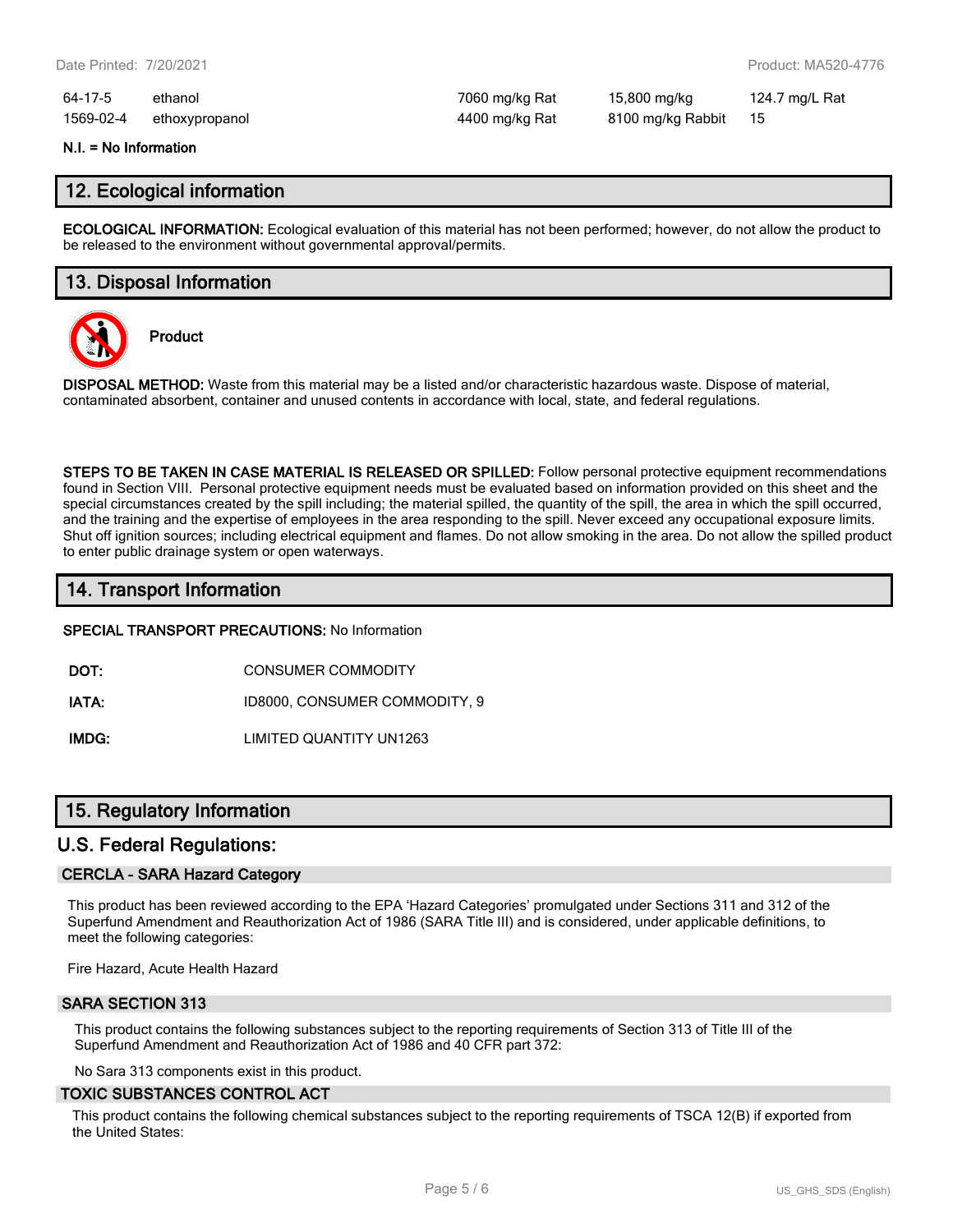| | | | | |
|---|---|---|---|---|
| 64-17-5 | ethanol | 7060 mg/kg Rat | 15,800 mg/kg | 124.7 mg/L Rat |
| 1569-02-4 | ethoxypropanol | 4400 mg/kg Rat | 8100 mg/kg Rabbit | 15 |

**N.I. = No Information**

## 12. Ecological information

**ECOLOGICAL INFORMATION:** Ecological evaluation of this material has not been performed; however, do not allow the product to be released to the environment without governmental approval/permits.

## 13. Disposal Information

**Product**

**DISPOSAL METHOD:** Waste from this material may be a listed and/or characteristic hazardous waste. Dispose of material, contaminated absorbent, container and unused contents in accordance with local, state, and federal regulations.

**STEPS TO BE TAKEN IN CASE MATERIAL IS RELEASED OR SPILLED:** Follow personal protective equipment recommendations found in Section VIII. Personal protective equipment needs must be evaluated based on information provided on this sheet and the special circumstances created by the spill including; the material spilled, the quantity of the spill, the area in which the spill occurred, and the training and the expertise of employees in the area responding to the spill. Never exceed any occupational exposure limits. Shut off ignition sources; including electrical equipment and flames. Do not allow smoking in the area. Do not allow the spilled product to enter public drainage system or open waterways.

## 14. Transport Information

**SPECIAL TRANSPORT PRECAUTIONS:** No Information

| | |
|---|---|
| **DOT:** | CONSUMER COMMODITY |
| **IATA:** | ID8000, CONSUMER COMMODITY, 9 |
| **IMDG:** | LIMITED QUANTITY UN1263 |

## 15. Regulatory Information

## U.S. Federal Regulations:

### CERCLA - SARA Hazard Category

This product has been reviewed according to the EPA 'Hazard Categories' promulgated under Sections 311 and 312 of the Superfund Amendment and Reauthorization Act of 1986 (SARA Title III) and is considered, under applicable definitions, to meet the following categories:

Fire Hazard, Acute Health Hazard

### SARA SECTION 313

This product contains the following substances subject to the reporting requirements of Section 313 of Title III of the Superfund Amendment and Reauthorization Act of 1986 and 40 CFR part 372:

No Sara 313 components exist in this product.

### TOXIC SUBSTANCES CONTROL ACT

This product contains the following chemical substances subject to the reporting requirements of TSCA 12(B) if exported from the United States: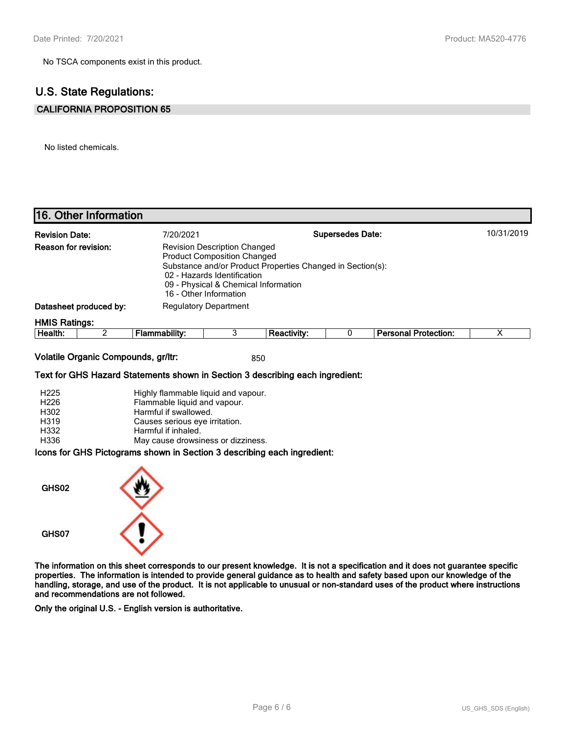No TSCA components exist in this product.

## U.S. State Regulations:

### CALIFORNIA PROPOSITION 65

No listed chemicals.

## 16. Other Information

| | | | |
|---|---|---|---|
| **Revision Date:** | 7/20/2021 | **Supersedes Date:** | 10/31/2019 |
| **Reason for revision:** | Revision Description Changed<br>Product Composition Changed<br>Substance and/or Product Properties Changed in Section(s):<br>02 - Hazards Identification<br>09 - Physical & Chemical Information<br>16 - Other Information | | |
| **Datasheet produced by:** | Regulatory Department | | |

**HMIS Ratings:**

| | | | | | | | |
|---|---|---|---|---|---|---|---|
| **Health:** | 2 | **Flammability:** | 3 | **Reactivity:** | 0 | **Personal Protection:** | X |

**Volatile Organic Compounds, gr/ltr:** 850

**Text for GHS Hazard Statements shown in Section 3 describing each ingredient:**

| | |
|---|---|
| H225 | Highly flammable liquid and vapour. |
| H226 | Flammable liquid and vapour. |
| H302 | Harmful if swallowed. |
| H319 | Causes serious eye irritation. |
| H332 | Harmful if inhaled. |
| H336 | May cause drowsiness or dizziness. |

**Icons for GHS Pictograms shown in Section 3 describing each ingredient:**

GHS02

GHS07

**The information on this sheet corresponds to our present knowledge. It is not a specification and it does not guarantee specific properties. The information is intended to provide general guidance as to health and safety based upon our knowledge of the handling, storage, and use of the product. It is not applicable to unusual or non-standard uses of the product where instructions and recommendations are not followed.**

**Only the original U.S. - English version is authoritative.**